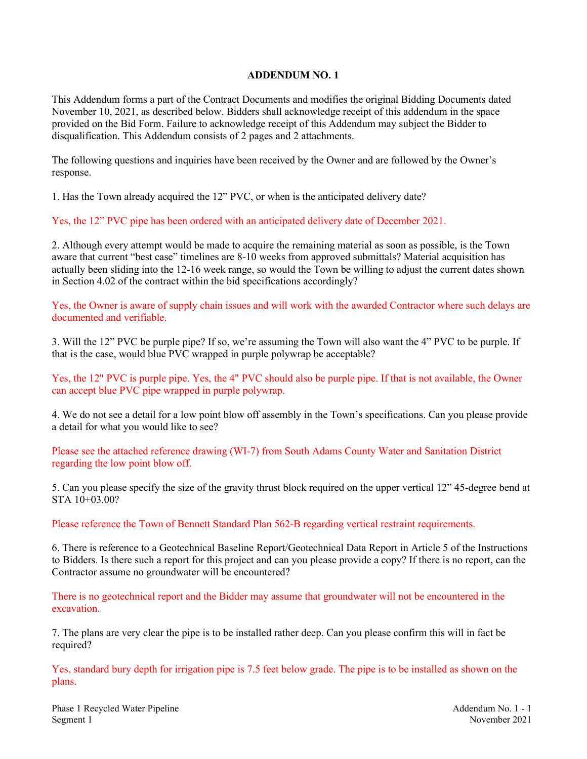**ADDENDUM NO. 1**

This Addendum forms a part of the Contract Documents and modifies the original Bidding Documents dated November 10, 2021, as described below. Bidders shall acknowledge receipt of this addendum in the space provided on the Bid Form. Failure to acknowledge receipt of this Addendum may subject the Bidder to disqualification. This Addendum consists of 2 pages and 2 attachments.

The following questions and inquiries have been received by the Owner and are followed by the Owner's response.

1. Has the Town already acquired the 12" PVC, or when is the anticipated delivery date?

Yes, the 12" PVC pipe has been ordered with an anticipated delivery date of December 2021.

2. Although every attempt would be made to acquire the remaining material as soon as possible, is the Town aware that current "best case" timelines are 8-10 weeks from approved submittals? Material acquisition has actually been sliding into the 12-16 week range, so would the Town be willing to adjust the current dates shown in Section 4.02 of the contract within the bid specifications accordingly?

Yes, the Owner is aware of supply chain issues and will work with the awarded Contractor where such delays are documented and verifiable.

3. Will the 12" PVC be purple pipe? If so, we're assuming the Town will also want the 4" PVC to be purple. If that is the case, would blue PVC wrapped in purple polywrap be acceptable?

Yes, the 12" PVC is purple pipe. Yes, the 4" PVC should also be purple pipe. If that is not available, the Owner can accept blue PVC pipe wrapped in purple polywrap.

4. We do not see a detail for a low point blow off assembly in the Town's specifications. Can you please provide a detail for what you would like to see?

Please see the attached reference drawing (WI-7) from South Adams County Water and Sanitation District regarding the low point blow off.

5. Can you please specify the size of the gravity thrust block required on the upper vertical 12" 45-degree bend at STA 10+03.00?

Please reference the Town of Bennett Standard Plan 562-B regarding vertical restraint requirements.

6. There is reference to a Geotechnical Baseline Report/Geotechnical Data Report in Article 5 of the Instructions to Bidders. Is there such a report for this project and can you please provide a copy? If there is no report, can the Contractor assume no groundwater will be encountered?

There is no geotechnical report and the Bidder may assume that groundwater will not be encountered in the excavation.

7. The plans are very clear the pipe is to be installed rather deep. Can you please confirm this will in fact be required?

Yes, standard bury depth for irrigation pipe is 7.5 feet below grade. The pipe is to be installed as shown on the plans.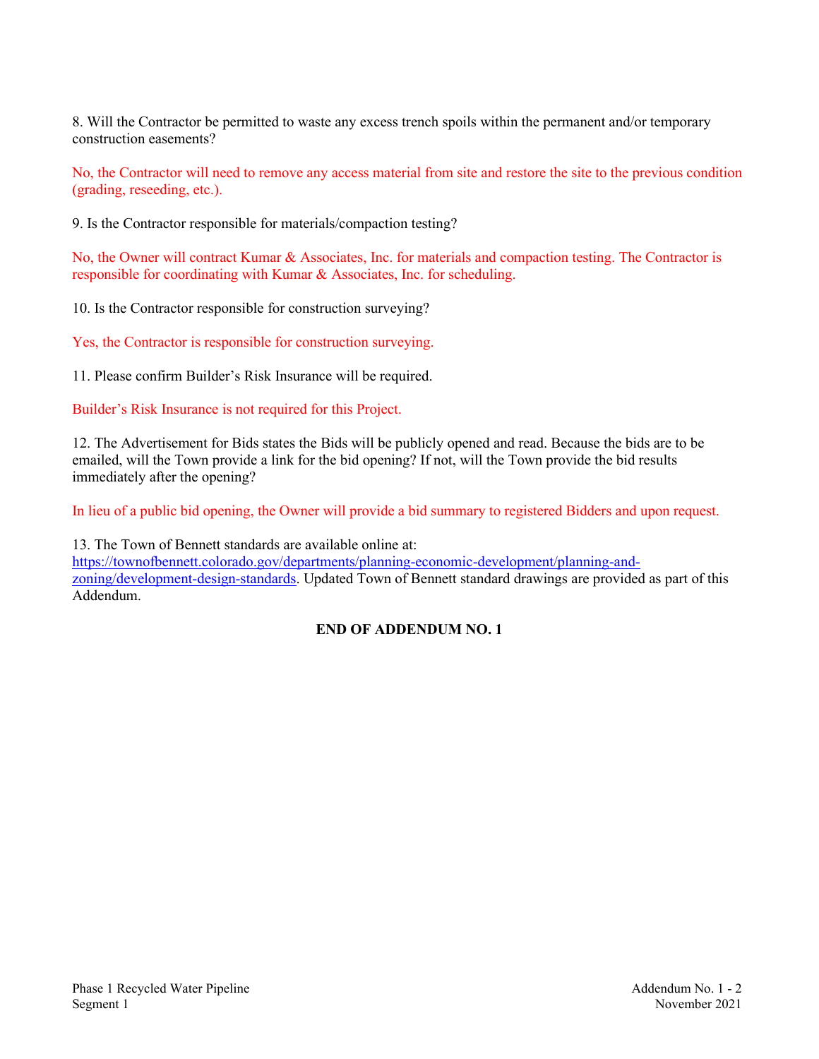8. Will the Contractor be permitted to waste any excess trench spoils within the permanent and/or temporary construction easements?

No, the Contractor will need to remove any access material from site and restore the site to the previous condition (grading, reseeding, etc.).

9. Is the Contractor responsible for materials/compaction testing?

No, the Owner will contract Kumar & Associates, Inc. for materials and compaction testing. The Contractor is responsible for coordinating with Kumar & Associates, Inc. for scheduling.

10. Is the Contractor responsible for construction surveying?

Yes, the Contractor is responsible for construction surveying.

11. Please confirm Builder's Risk Insurance will be required.

Builder's Risk Insurance is not required for this Project.

12. The Advertisement for Bids states the Bids will be publicly opened and read. Because the bids are to be emailed, will the Town provide a link for the bid opening? If not, will the Town provide the bid results immediately after the opening?

In lieu of a public bid opening, the Owner will provide a bid summary to registered Bidders and upon request.

13. The Town of Bennett standards are available online at: [https://townofbennett.colorado.gov/departments/planning-economic-development/planning-and-zoning/development-design-standards](https://townofbennett.colorado.gov/departments/planning-economic-development/planning-and-zoning/development-design-standards). Updated Town of Bennett standard drawings are provided as part of this Addendum.

**END OF ADDENDUM NO. 1**